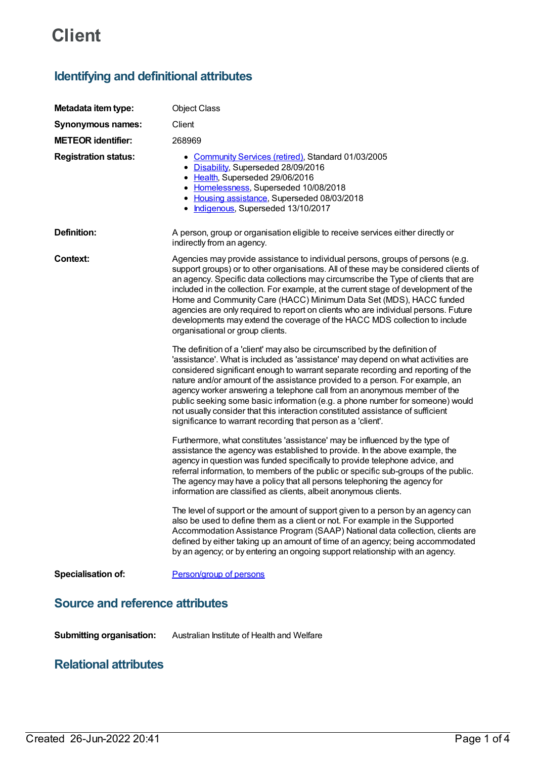# Client

## Identifying and definitional attributes

**Metadata item type:** Object Class

**Synonymous names:** Client

**METEOR identifier:** 268969

**Registration status:**

- Community Services (retired), Standard 01/03/2005
- Disability, Superseded 28/09/2016
- Health, Superseded 29/06/2016
- Homelessness, Superseded 10/08/2018
- Housing assistance, Superseded 08/03/2018
- Indigenous, Superseded 13/10/2017

**Definition:** A person, group or organisation eligible to receive services either directly or indirectly from an agency.

**Context:** Agencies may provide assistance to individual persons, groups of persons (e.g. support groups) or to other organisations. All of these may be considered clients of an agency. Specific data collections may circumscribe the Type of clients that are included in the collection. For example, at the current stage of development of the Home and Community Care (HACC) Minimum Data Set (MDS), HACC funded agencies are only required to report on clients who are individual persons. Future developments may extend the coverage of the HACC MDS collection to include organisational or group clients.

The definition of a 'client' may also be circumscribed by the definition of 'assistance'. What is included as 'assistance' may depend on what activities are considered significant enough to warrant separate recording and reporting of the nature and/or amount of the assistance provided to a person. For example, an agency worker answering a telephone call from an anonymous member of the public seeking some basic information (e.g. a phone number for someone) would not usually consider that this interaction constituted assistance of sufficient significance to warrant recording that person as a 'client'.

Furthermore, what constitutes 'assistance' may be influenced by the type of assistance the agency was established to provide. In the above example, the agency in question was funded specifically to provide telephone advice, and referral information, to members of the public or specific sub-groups of the public. The agency may have a policy that all persons telephoning the agency for information are classified as clients, albeit anonymous clients.

The level of support or the amount of support given to a person by an agency can also be used to define them as a client or not. For example in the Supported Accommodation Assistance Program (SAAP) National data collection, clients are defined by either taking up an amount of time of an agency; being accommodated by an agency; or by entering an ongoing support relationship with an agency.

**Specialisation of:** Person/group of persons

## Source and reference attributes

**Submitting organisation:** Australian Institute of Health and Welfare

## Relational attributes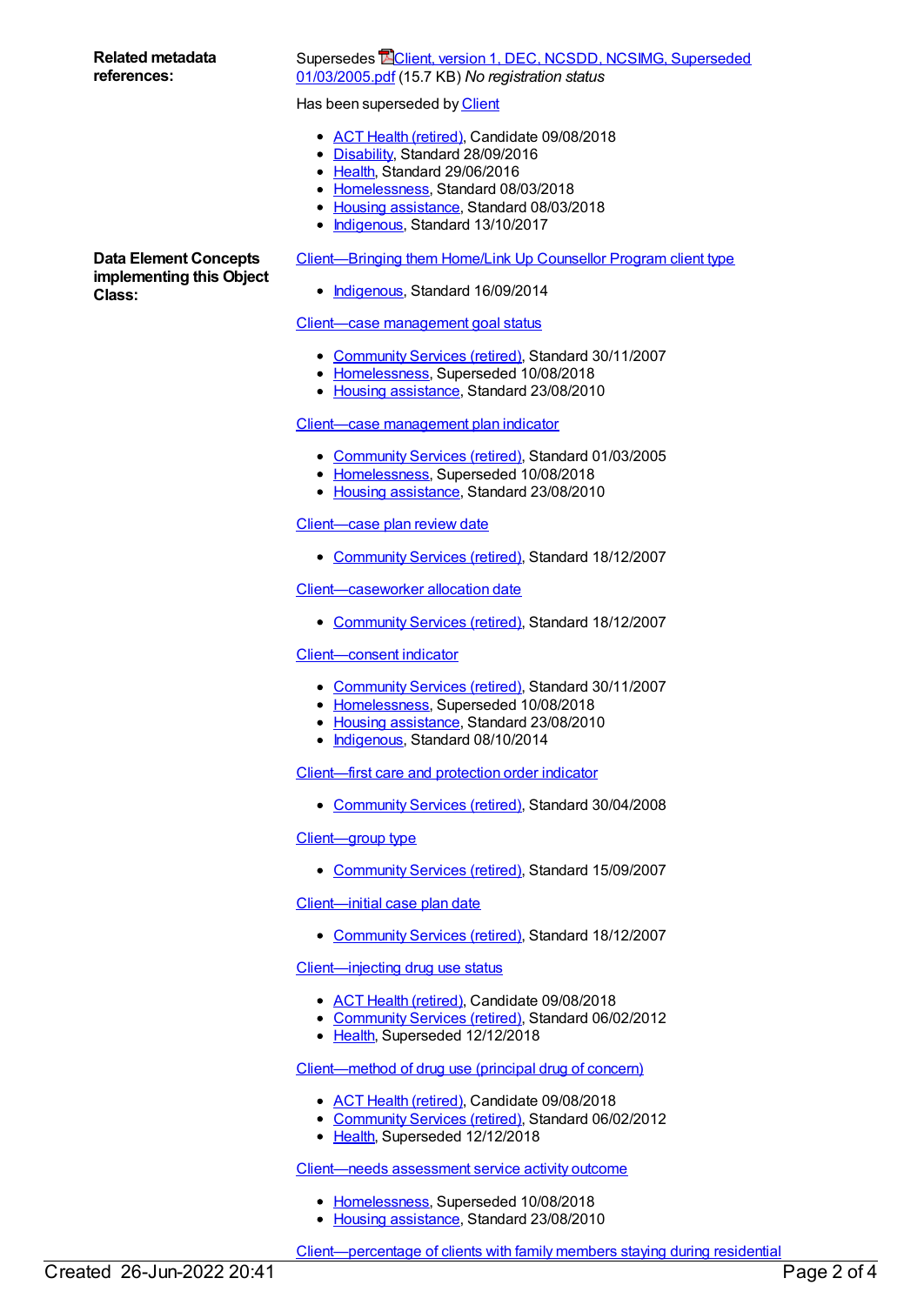**Related metadata references:**

Supersedes Client, version 1, DEC, NCSDD, NCSIMG, Superseded 01/03/2005.pdf (15.7 KB) *No registration status*

Has been superseded by Client

- ACT Health (retired), Candidate 09/08/2018
- Disability, Standard 28/09/2016
- Health, Standard 29/06/2016
- Homelessness, Standard 08/03/2018
- Housing assistance, Standard 08/03/2018
- Indigenous, Standard 13/10/2017

**Data Element Concepts implementing this Object Class:**

Client—Bringing them Home/Link Up Counsellor Program client type

- Indigenous, Standard 16/09/2014

Client—case management goal status

- Community Services (retired), Standard 30/11/2007
- Homelessness, Superseded 10/08/2018
- Housing assistance, Standard 23/08/2010

Client—case management plan indicator

- Community Services (retired), Standard 01/03/2005
- Homelessness, Superseded 10/08/2018
- Housing assistance, Standard 23/08/2010

Client—case plan review date

- Community Services (retired), Standard 18/12/2007

Client—caseworker allocation date

- Community Services (retired), Standard 18/12/2007

Client—consent indicator

- Community Services (retired), Standard 30/11/2007
- Homelessness, Superseded 10/08/2018
- Housing assistance, Standard 23/08/2010
- Indigenous, Standard 08/10/2014

Client—first care and protection order indicator

- Community Services (retired), Standard 30/04/2008

Client—group type

- Community Services (retired), Standard 15/09/2007

Client—initial case plan date

- Community Services (retired), Standard 18/12/2007

Client—injecting drug use status

- ACT Health (retired), Candidate 09/08/2018
- Community Services (retired), Standard 06/02/2012
- Health, Superseded 12/12/2018

Client—method of drug use (principal drug of concern)

- ACT Health (retired), Candidate 09/08/2018
- Community Services (retired), Standard 06/02/2012
- Health, Superseded 12/12/2018

Client—needs assessment service activity outcome

- Homelessness, Superseded 10/08/2018
- Housing assistance, Standard 23/08/2010

Client—percentage of clients with family members staying during residential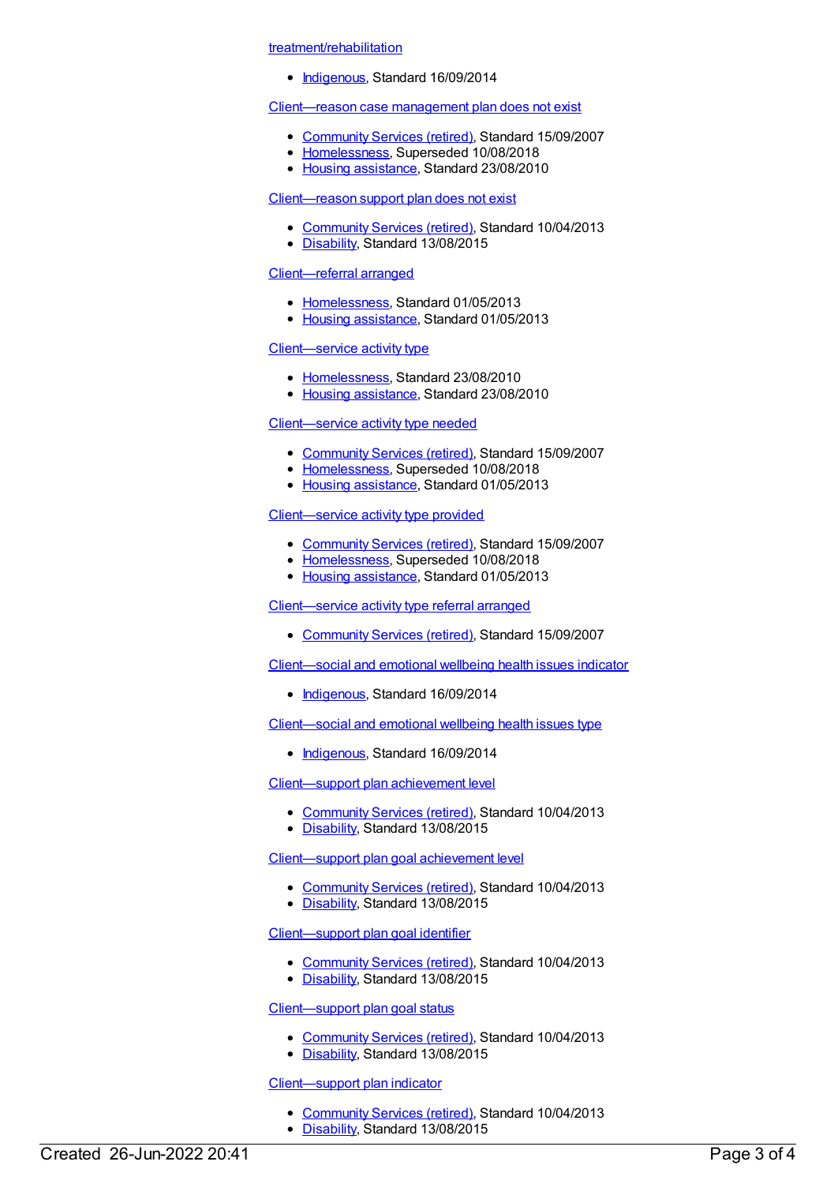treatment/rehabilitation

- Indigenous, Standard 16/09/2014

Client—reason case management plan does not exist

- Community Services (retired), Standard 15/09/2007
- Homelessness, Superseded 10/08/2018
- Housing assistance, Standard 23/08/2010

Client—reason support plan does not exist

- Community Services (retired), Standard 10/04/2013
- Disability, Standard 13/08/2015

Client—referral arranged

- Homelessness, Standard 01/05/2013
- Housing assistance, Standard 01/05/2013

Client—service activity type

- Homelessness, Standard 23/08/2010
- Housing assistance, Standard 23/08/2010

Client—service activity type needed

- Community Services (retired), Standard 15/09/2007
- Homelessness, Superseded 10/08/2018
- Housing assistance, Standard 01/05/2013

Client—service activity type provided

- Community Services (retired), Standard 15/09/2007
- Homelessness, Superseded 10/08/2018
- Housing assistance, Standard 01/05/2013

Client—service activity type referral arranged

- Community Services (retired), Standard 15/09/2007

Client—social and emotional wellbeing health issues indicator

- Indigenous, Standard 16/09/2014

Client—social and emotional wellbeing health issues type

- Indigenous, Standard 16/09/2014

Client—support plan achievement level

- Community Services (retired), Standard 10/04/2013
- Disability, Standard 13/08/2015

Client—support plan goal achievement level

- Community Services (retired), Standard 10/04/2013
- Disability, Standard 13/08/2015

Client—support plan goal identifier

- Community Services (retired), Standard 10/04/2013
- Disability, Standard 13/08/2015

Client—support plan goal status

- Community Services (retired), Standard 10/04/2013
- Disability, Standard 13/08/2015

Client—support plan indicator

- Community Services (retired), Standard 10/04/2013
- Disability, Standard 13/08/2015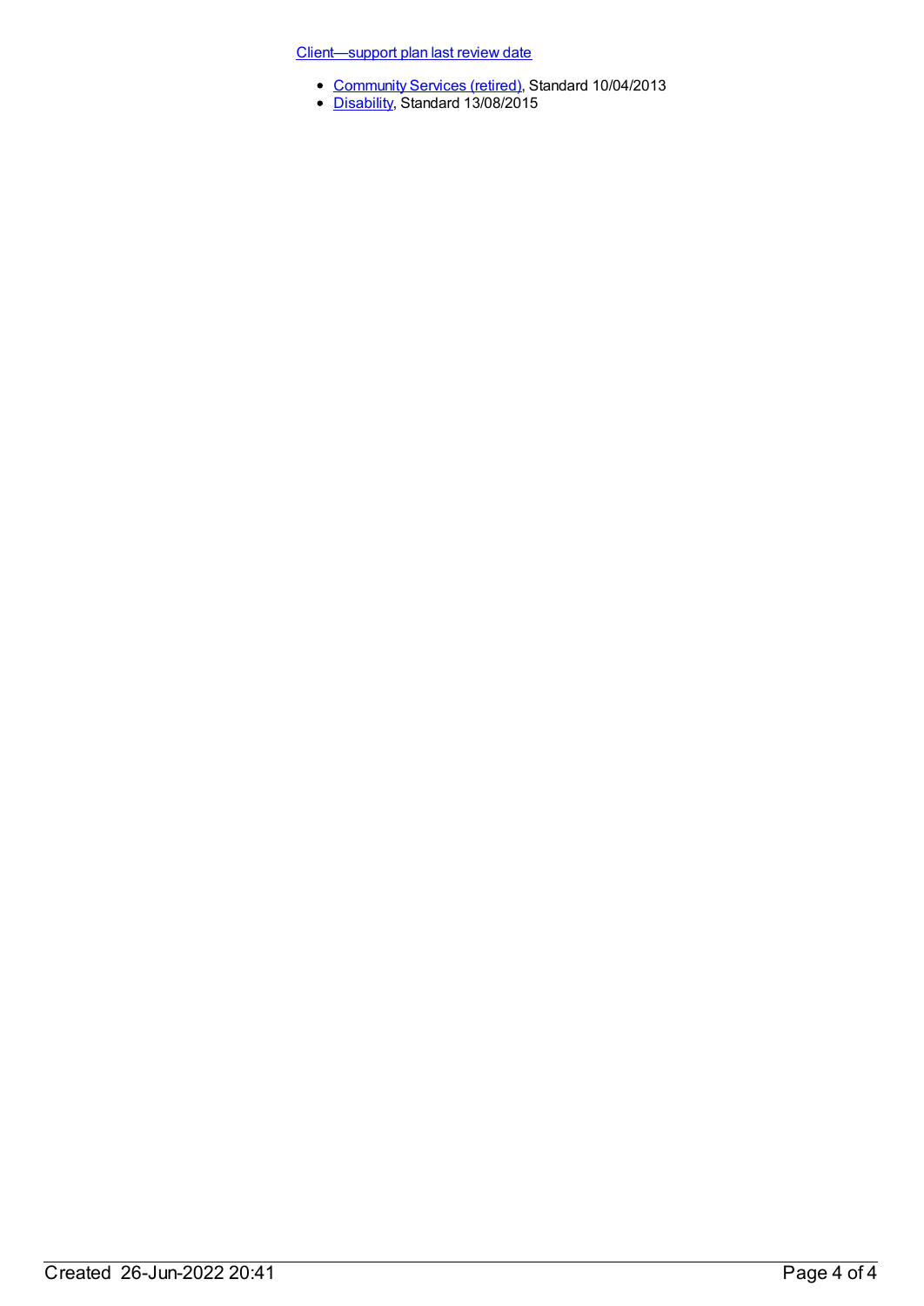Client—support plan last review date

- Community Services (retired), Standard 10/04/2013
- Disability, Standard 13/08/2015